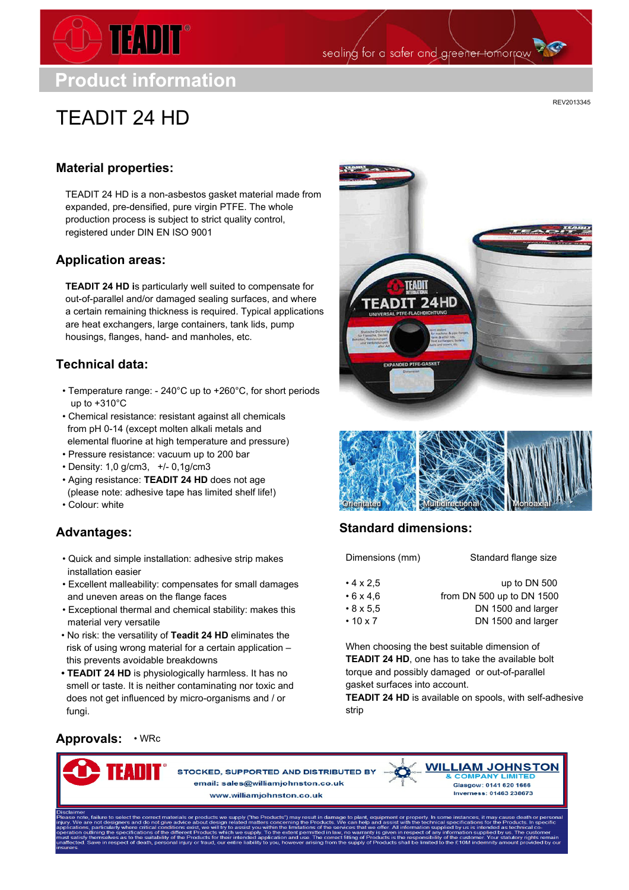# Product information

REV2013345

# TEADIT 24 HD

## Material properties:

TEADIT 24 HD is a non-asbestos gasket material made from expanded, pre-densified, pure virgin PTFE. The whole production process is subject to strict quality control, registered under DIN EN ISO 9001

## Application areas:

**TEADIT 24 HD i**s particularly well suited to compensate for out-of-parallel and/or damaged sealing surfaces, and where a certain remaining thickness is required. Typical applications are heat exchangers, large containers, tank lids, pump housings, flanges, hand- and manholes, etc.

## Technical data:

- Temperature range: - 240°C up to +260°C, for short periods up to +310°C
- Chemical resistance: resistant against all chemicals from pH 0-14 (except molten alkali metals and elemental fluorine at high temperature and pressure)
- Pressure resistance: vacuum up to 200 bar
- Density: 1,0 g/cm3,  +/- 0,1g/cm3
- Aging resistance: **TEADIT 24 HD** does not age (please note: adhesive tape has limited shelf life!)
- Colour: white

## Advantages:

- Quick and simple installation: adhesive strip makes installation easier
- Excellent malleability: compensates for small damages and uneven areas on the flange faces
- Exceptional thermal and chemical stability: makes this material very versatile
- No risk: the versatility of **Teadit 24 HD** eliminates the risk of using wrong material for a certain application – this prevents avoidable breakdowns
- **TEADIT 24 HD** is physiologically harmless. It has no smell or taste. It is neither contaminating nor toxic and does not get influenced by micro-organisms and / or fungi.

Orientated | Multidirectional | Monoaxial

## Standard dimensions:

| Dimensions (mm) | Standard flange size |
|---|---|
| • 4 x 2,5 | up to DN 500 |
| • 6 x 4,6 | from DN 500 up to DN 1500 |
| • 8 x 5,5 | DN 1500 and larger |
| • 10 x 7 | DN 1500 and larger |

When choosing the best suitable dimension of **TEADIT 24 HD**, one has to take the available bolt torque and possibly damaged or out-of-parallel gasket surfaces into account.
**TEADIT 24 HD** is available on spools, with self-adhesive strip

## Approvals:

- WRc

STOCKED, SUPPORTED AND DISTRIBUTED BY
email: sales@williamjohnston.co.uk
www.williamjohnston.co.uk

WILLIAM JOHNSTON & COMPANY LIMITED
Glasgow: 0141 620 1666
Inverness: 01463 238673

Disclaimer
Please note, failure to select the correct materials or products we supply ("the Products") may result in damage to plant, equipment or property. In some instances, it may cause death or personal injury. We are not designers and do not give advice about design related matters concerning the Products. We can help and assist with the technical specifications for the Products. In specific applications, particularly where critical conditions exist, we will try to assist you within the limitations of the services that we offer. All information supplied by us is intended as technical co-operation outlining the specifications of the different Products which we supply. To the extent permitted in law, no warranty is given in respect of any information supplied by us. The customer must satisfy themselves as to the suitability of the Products for their intended application and use. The correct fitting of Products is the responsibility of the customer. Your statutory rights remain unaffected. Save in respect of death, personal injury or fraud, our entire liability to you, however arising from the supply of Products shall be limited to the £10M indemnity amount provided by our insurers.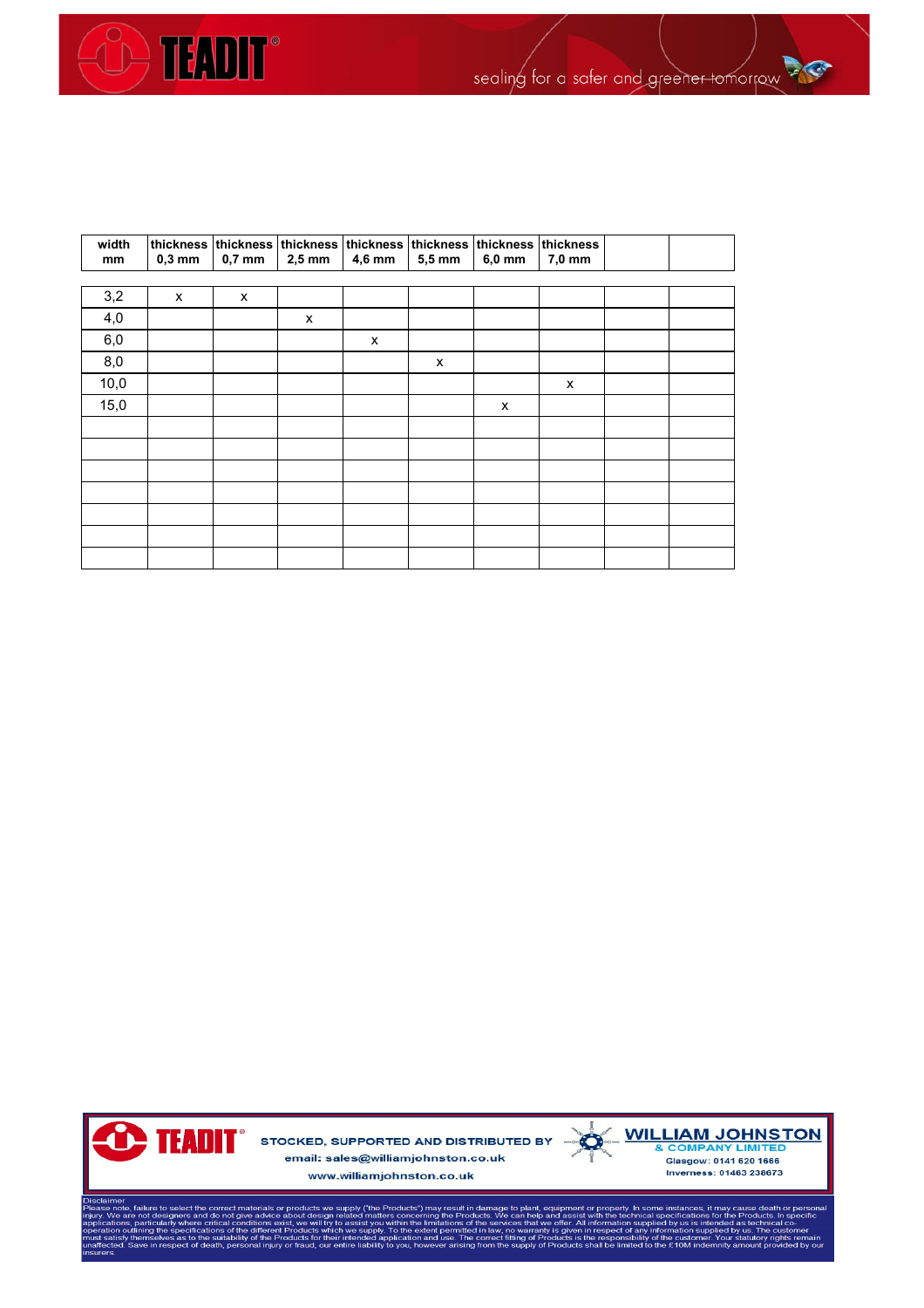| width mm | thickness 0,3 mm | thickness 0,7 mm | thickness 2,5 mm | thickness 4,6 mm | thickness 5,5 mm | thickness 6,0 mm | thickness 7,0 mm | | |
|---|---|---|---|---|---|---|---|---|---|
| 3,2 | x | x | | | | | | | |
| 4,0 | | | x | | | | | | |
| 6,0 | | | | x | | | | | |
| 8,0 | | | | | x | | | | |
| 10,0 | | | | | | | x | | |
| 15,0 | | | | | | x | | | |
| | | | | | | | | | |
| | | | | | | | | | |
| | | | | | | | | | |
| | | | | | | | | | |
| | | | | | | | | | |
| | | | | | | | | | |
| | | | | | | | | | |